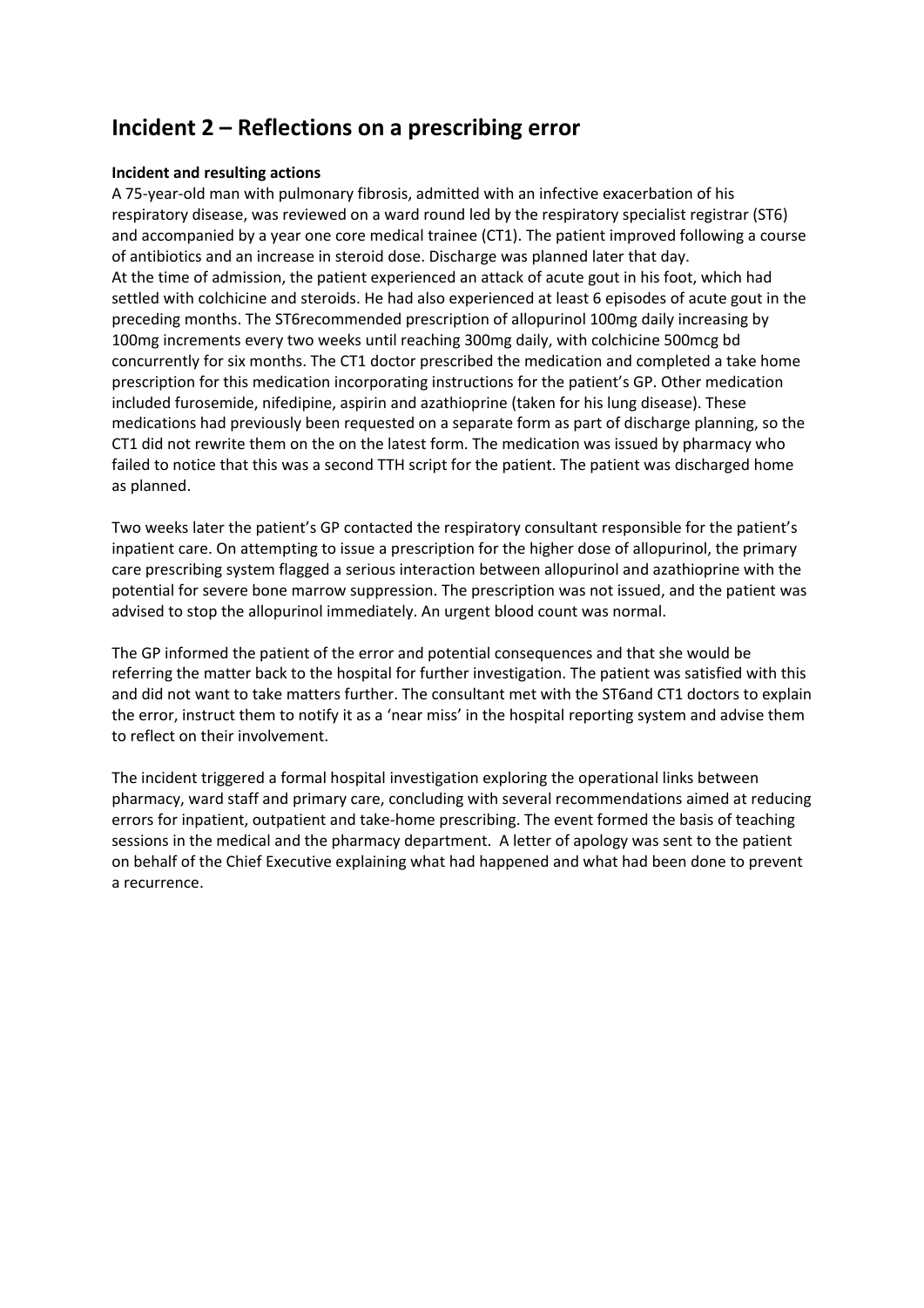# Incident 2 – Reflections on a prescribing error

**Incident and resulting actions**

A 75-year-old man with pulmonary fibrosis, admitted with an infective exacerbation of his respiratory disease, was reviewed on a ward round led by the respiratory specialist registrar (ST6) and accompanied by a year one core medical trainee (CT1). The patient improved following a course of antibiotics and an increase in steroid dose. Discharge was planned later that day.
At the time of admission, the patient experienced an attack of acute gout in his foot, which had settled with colchicine and steroids. He had also experienced at least 6 episodes of acute gout in the preceding months. The ST6recommended prescription of allopurinol 100mg daily increasing by 100mg increments every two weeks until reaching 300mg daily, with colchicine 500mcg bd concurrently for six months. The CT1 doctor prescribed the medication and completed a take home prescription for this medication incorporating instructions for the patient's GP. Other medication included furosemide, nifedipine, aspirin and azathioprine (taken for his lung disease). These medications had previously been requested on a separate form as part of discharge planning, so the CT1 did not rewrite them on the on the latest form. The medication was issued by pharmacy who failed to notice that this was a second TTH script for the patient. The patient was discharged home as planned.

Two weeks later the patient's GP contacted the respiratory consultant responsible for the patient's inpatient care. On attempting to issue a prescription for the higher dose of allopurinol, the primary care prescribing system flagged a serious interaction between allopurinol and azathioprine with the potential for severe bone marrow suppression. The prescription was not issued, and the patient was advised to stop the allopurinol immediately. An urgent blood count was normal.

The GP informed the patient of the error and potential consequences and that she would be referring the matter back to the hospital for further investigation. The patient was satisfied with this and did not want to take matters further. The consultant met with the ST6and CT1 doctors to explain the error, instruct them to notify it as a 'near miss' in the hospital reporting system and advise them to reflect on their involvement.

The incident triggered a formal hospital investigation exploring the operational links between pharmacy, ward staff and primary care, concluding with several recommendations aimed at reducing errors for inpatient, outpatient and take-home prescribing. The event formed the basis of teaching sessions in the medical and the pharmacy department. A letter of apology was sent to the patient on behalf of the Chief Executive explaining what had happened and what had been done to prevent a recurrence.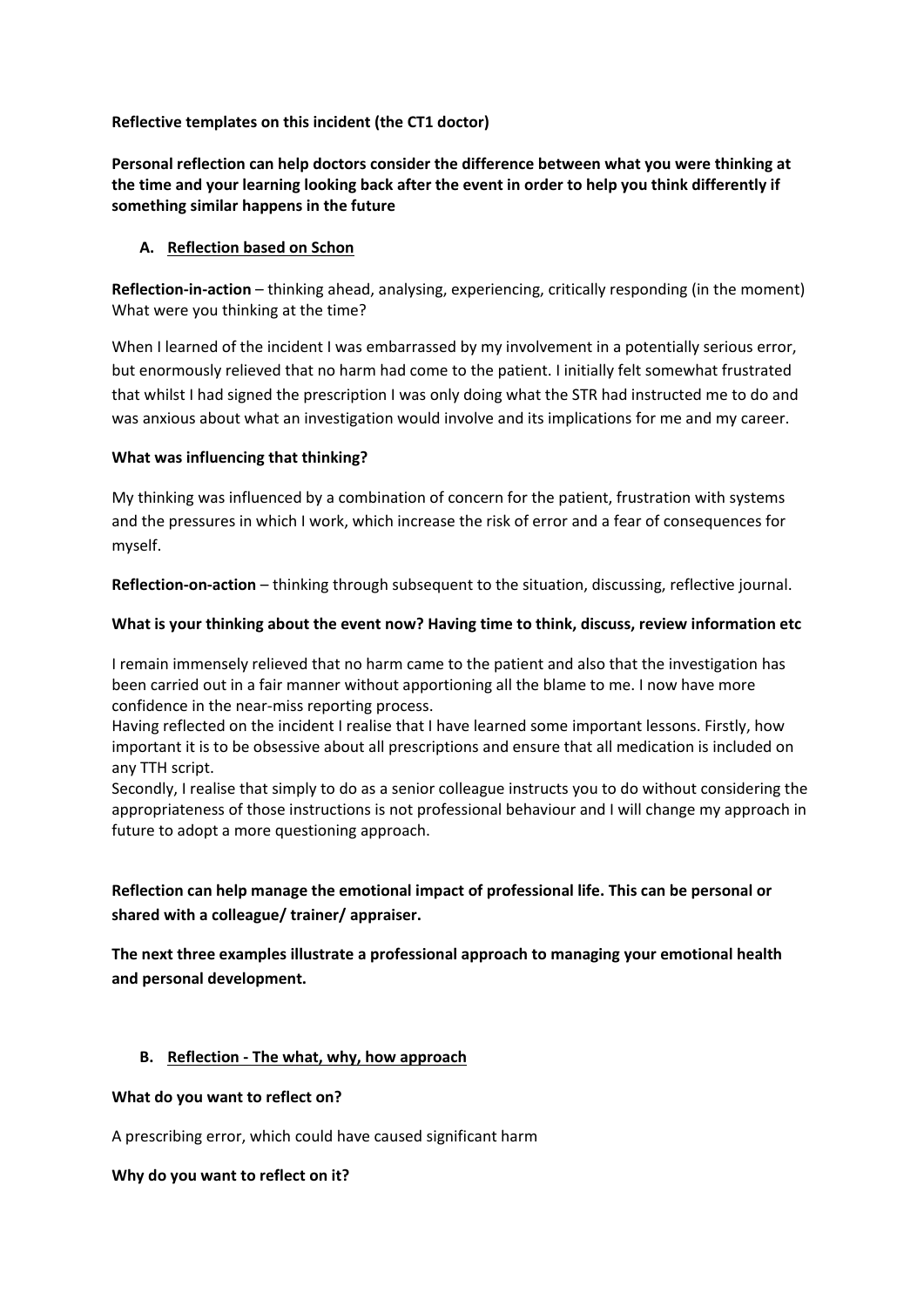**Reflective templates on this incident (the CT1 doctor)**

**Personal reflection can help doctors consider the difference between what you were thinking at the time and your learning looking back after the event in order to help you think differently if something similar happens in the future**

## A. Reflection based on Schon

**Reflection-in-action** – thinking ahead, analysing, experiencing, critically responding (in the moment) What were you thinking at the time?

When I learned of the incident I was embarrassed by my involvement in a potentially serious error, but enormously relieved that no harm had come to the patient. I initially felt somewhat frustrated that whilst I had signed the prescription I was only doing what the STR had instructed me to do and was anxious about what an investigation would involve and its implications for me and my career.

**What was influencing that thinking?**

My thinking was influenced by a combination of concern for the patient, frustration with systems and the pressures in which I work, which increase the risk of error and a fear of consequences for myself.

**Reflection-on-action** – thinking through subsequent to the situation, discussing, reflective journal.

**What is your thinking about the event now? Having time to think, discuss, review information etc**

I remain immensely relieved that no harm came to the patient and also that the investigation has been carried out in a fair manner without apportioning all the blame to me. I now have more confidence in the near-miss reporting process.
Having reflected on the incident I realise that I have learned some important lessons. Firstly, how important it is to be obsessive about all prescriptions and ensure that all medication is included on any TTH script.
Secondly, I realise that simply to do as a senior colleague instructs you to do without considering the appropriateness of those instructions is not professional behaviour and I will change my approach in future to adopt a more questioning approach.

**Reflection can help manage the emotional impact of professional life. This can be personal or shared with a colleague/ trainer/ appraiser.**

**The next three examples illustrate a professional approach to managing your emotional health and personal development.**

## B. Reflection - The what, why, how approach

**What do you want to reflect on?**

A prescribing error, which could have caused significant harm

**Why do you want to reflect on it?**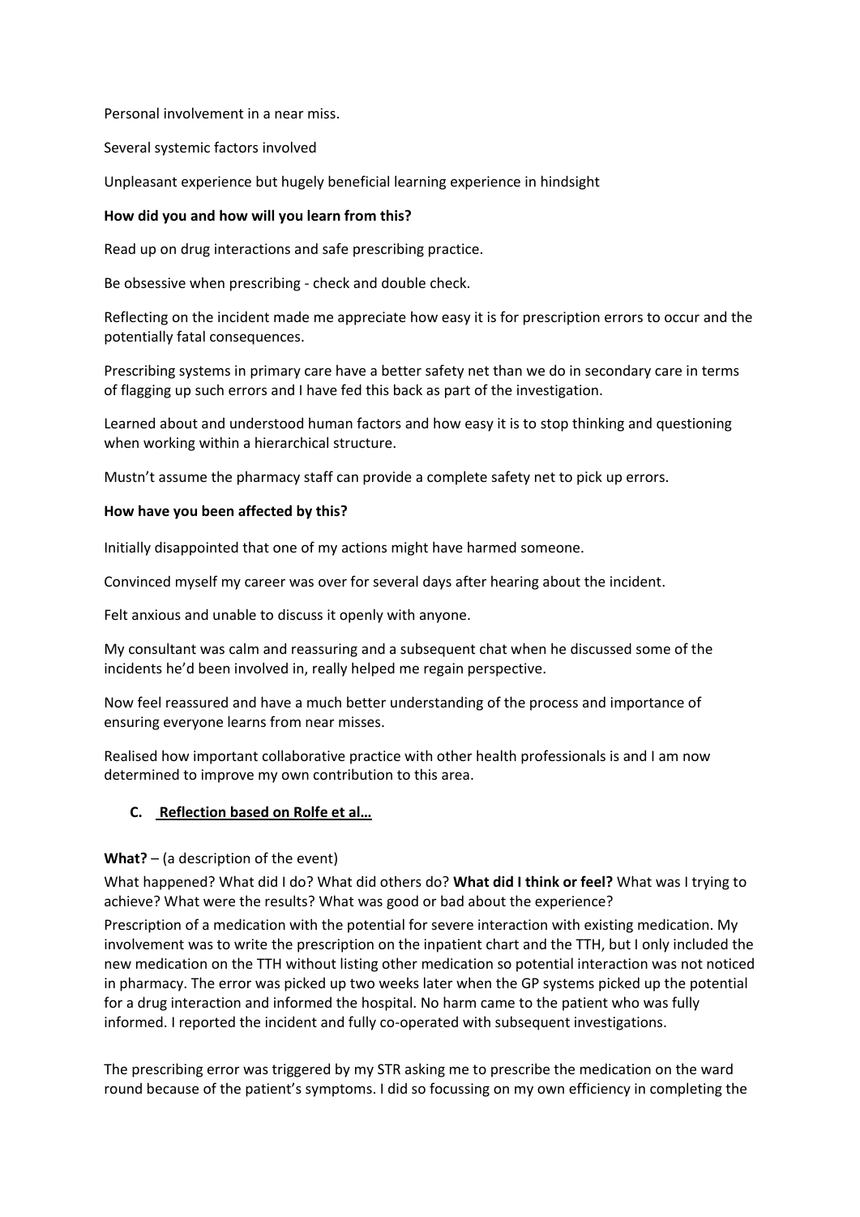Personal involvement in a near miss.

Several systemic factors involved

Unpleasant experience but hugely beneficial learning experience in hindsight

**How did you and how will you learn from this?**

Read up on drug interactions and safe prescribing practice.

Be obsessive when prescribing - check and double check.

Reflecting on the incident made me appreciate how easy it is for prescription errors to occur and the potentially fatal consequences.

Prescribing systems in primary care have a better safety net than we do in secondary care in terms of flagging up such errors and I have fed this back as part of the investigation.

Learned about and understood human factors and how easy it is to stop thinking and questioning when working within a hierarchical structure.

Mustn't assume the pharmacy staff can provide a complete safety net to pick up errors.

**How have you been affected by this?**

Initially disappointed that one of my actions might have harmed someone.

Convinced myself my career was over for several days after hearing about the incident.

Felt anxious and unable to discuss it openly with anyone.

My consultant was calm and reassuring and a subsequent chat when he discussed some of the incidents he'd been involved in, really helped me regain perspective.

Now feel reassured and have a much better understanding of the process and importance of ensuring everyone learns from near misses.

Realised how important collaborative practice with other health professionals is and I am now determined to improve my own contribution to this area.

**C. Reflection based on Rolfe et al…**

**What?** – (a description of the event)

What happened? What did I do? What did others do? **What did I think or feel?** What was I trying to achieve? What were the results? What was good or bad about the experience?

Prescription of a medication with the potential for severe interaction with existing medication. My involvement was to write the prescription on the inpatient chart and the TTH, but I only included the new medication on the TTH without listing other medication so potential interaction was not noticed in pharmacy. The error was picked up two weeks later when the GP systems picked up the potential for a drug interaction and informed the hospital. No harm came to the patient who was fully informed. I reported the incident and fully co-operated with subsequent investigations.

The prescribing error was triggered by my STR asking me to prescribe the medication on the ward round because of the patient's symptoms. I did so focussing on my own efficiency in completing the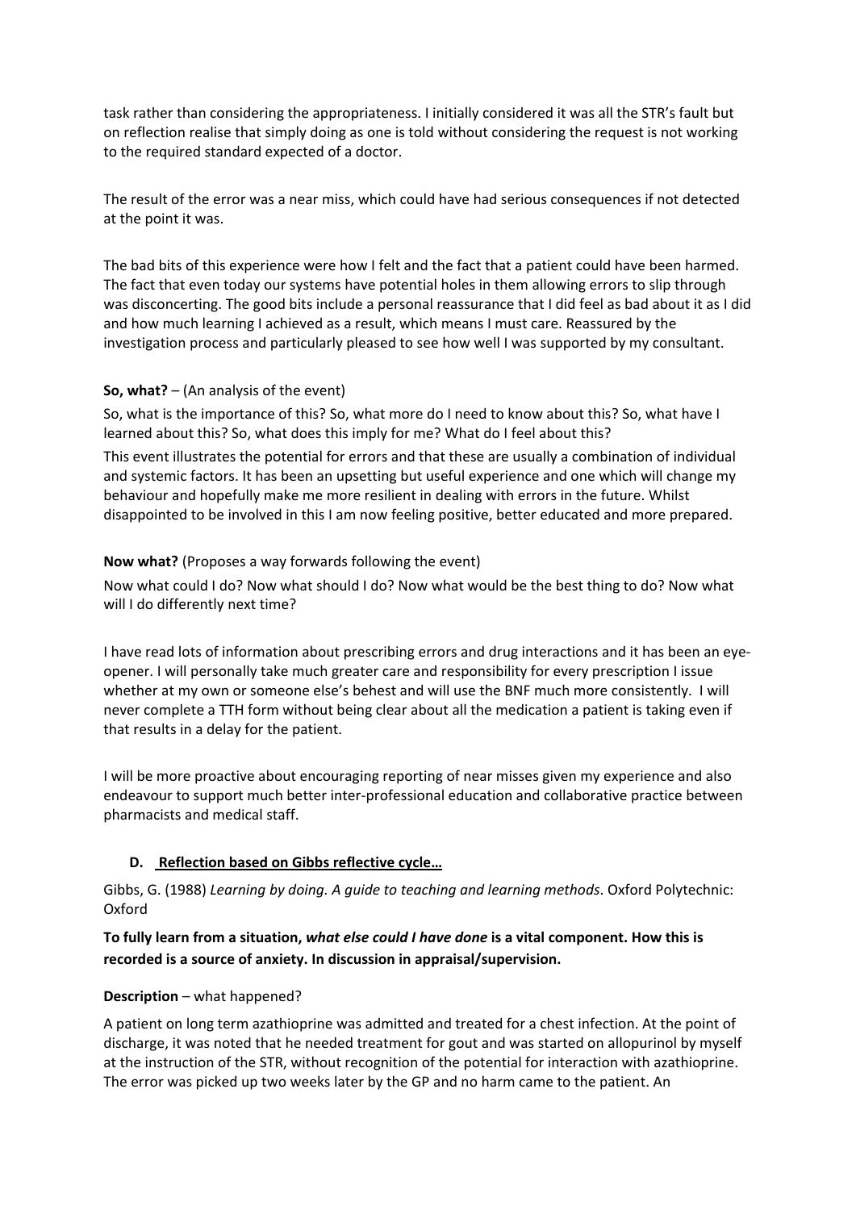task rather than considering the appropriateness. I initially considered it was all the STR's fault but on reflection realise that simply doing as one is told without considering the request is not working to the required standard expected of a doctor.

The result of the error was a near miss, which could have had serious consequences if not detected at the point it was.

The bad bits of this experience were how I felt and the fact that a patient could have been harmed. The fact that even today our systems have potential holes in them allowing errors to slip through was disconcerting. The good bits include a personal reassurance that I did feel as bad about it as I did and how much learning I achieved as a result, which means I must care. Reassured by the investigation process and particularly pleased to see how well I was supported by my consultant.

**So, what?** – (An analysis of the event)

So, what is the importance of this? So, what more do I need to know about this? So, what have I learned about this? So, what does this imply for me? What do I feel about this?

This event illustrates the potential for errors and that these are usually a combination of individual and systemic factors. It has been an upsetting but useful experience and one which will change my behaviour and hopefully make me more resilient in dealing with errors in the future. Whilst disappointed to be involved in this I am now feeling positive, better educated and more prepared.

**Now what?** (Proposes a way forwards following the event)

Now what could I do? Now what should I do? Now what would be the best thing to do? Now what will I do differently next time?

I have read lots of information about prescribing errors and drug interactions and it has been an eye-opener. I will personally take much greater care and responsibility for every prescription I issue whether at my own or someone else's behest and will use the BNF much more consistently. I will never complete a TTH form without being clear about all the medication a patient is taking even if that results in a delay for the patient.

I will be more proactive about encouraging reporting of near misses given my experience and also endeavour to support much better inter-professional education and collaborative practice between pharmacists and medical staff.

### D. Reflection based on Gibbs reflective cycle…

Gibbs, G. (1988) *Learning by doing. A guide to teaching and learning methods*. Oxford Polytechnic: Oxford

**To fully learn from a situation, *what else could I have done* is a vital component. How this is recorded is a source of anxiety. In discussion in appraisal/supervision.**

**Description** – what happened?

A patient on long term azathioprine was admitted and treated for a chest infection. At the point of discharge, it was noted that he needed treatment for gout and was started on allopurinol by myself at the instruction of the STR, without recognition of the potential for interaction with azathioprine. The error was picked up two weeks later by the GP and no harm came to the patient. An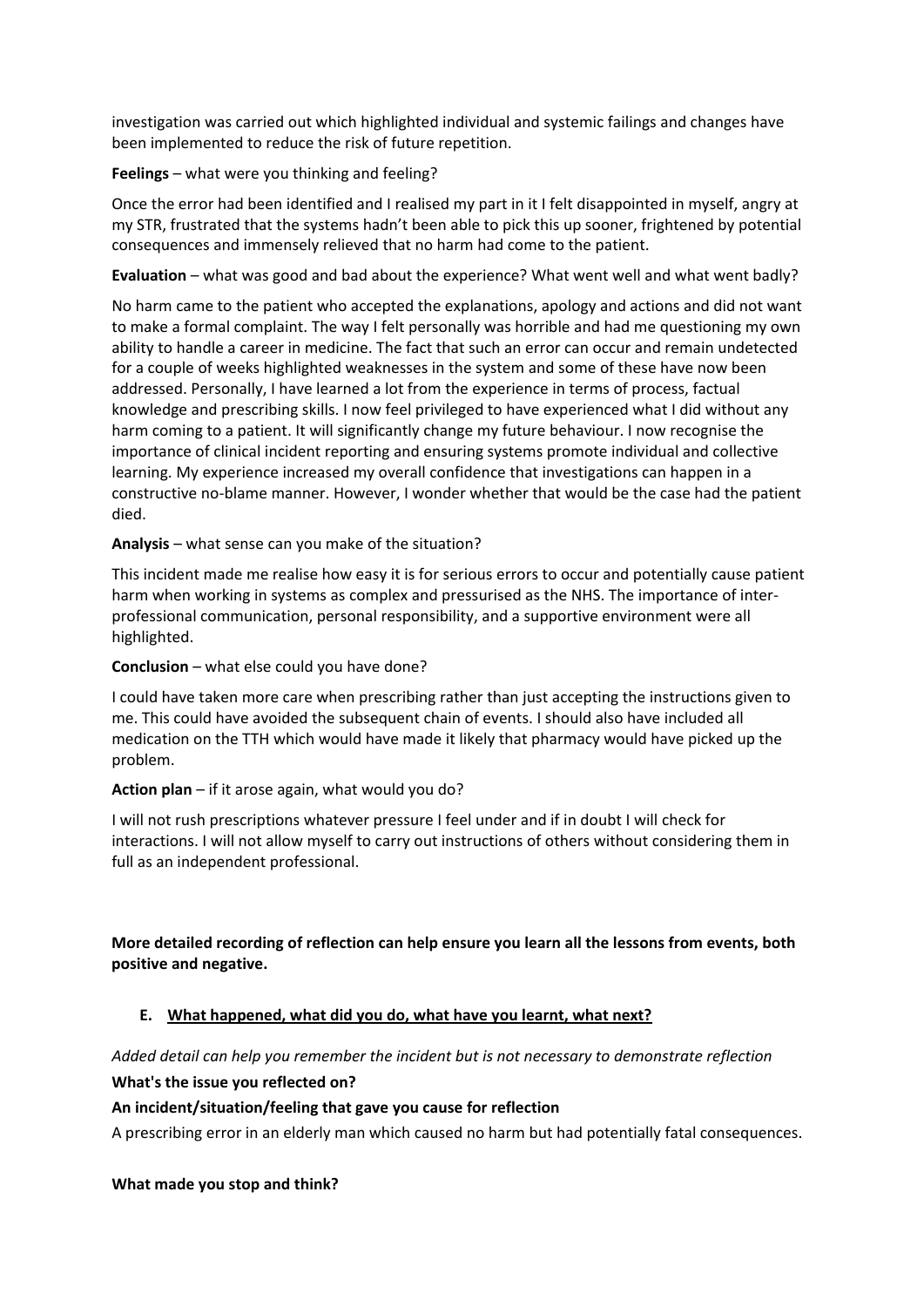investigation was carried out which highlighted individual and systemic failings and changes have been implemented to reduce the risk of future repetition.

**Feelings** – what were you thinking and feeling?

Once the error had been identified and I realised my part in it I felt disappointed in myself, angry at my STR, frustrated that the systems hadn't been able to pick this up sooner, frightened by potential consequences and immensely relieved that no harm had come to the patient.

**Evaluation** – what was good and bad about the experience? What went well and what went badly?

No harm came to the patient who accepted the explanations, apology and actions and did not want to make a formal complaint. The way I felt personally was horrible and had me questioning my own ability to handle a career in medicine. The fact that such an error can occur and remain undetected for a couple of weeks highlighted weaknesses in the system and some of these have now been addressed. Personally, I have learned a lot from the experience in terms of process, factual knowledge and prescribing skills. I now feel privileged to have experienced what I did without any harm coming to a patient. It will significantly change my future behaviour. I now recognise the importance of clinical incident reporting and ensuring systems promote individual and collective learning. My experience increased my overall confidence that investigations can happen in a constructive no-blame manner. However, I wonder whether that would be the case had the patient died.

**Analysis** – what sense can you make of the situation?

This incident made me realise how easy it is for serious errors to occur and potentially cause patient harm when working in systems as complex and pressurised as the NHS. The importance of inter-professional communication, personal responsibility, and a supportive environment were all highlighted.

**Conclusion** – what else could you have done?

I could have taken more care when prescribing rather than just accepting the instructions given to me. This could have avoided the subsequent chain of events. I should also have included all medication on the TTH which would have made it likely that pharmacy would have picked up the problem.

**Action plan** – if it arose again, what would you do?

I will not rush prescriptions whatever pressure I feel under and if in doubt I will check for interactions. I will not allow myself to carry out instructions of others without considering them in full as an independent professional.

**More detailed recording of reflection can help ensure you learn all the lessons from events, both positive and negative.**

## E. What happened, what did you do, what have you learnt, what next?

*Added detail can help you remember the incident but is not necessary to demonstrate reflection*

**What's the issue you reflected on?**

**An incident/situation/feeling that gave you cause for reflection**

A prescribing error in an elderly man which caused no harm but had potentially fatal consequences.

**What made you stop and think?**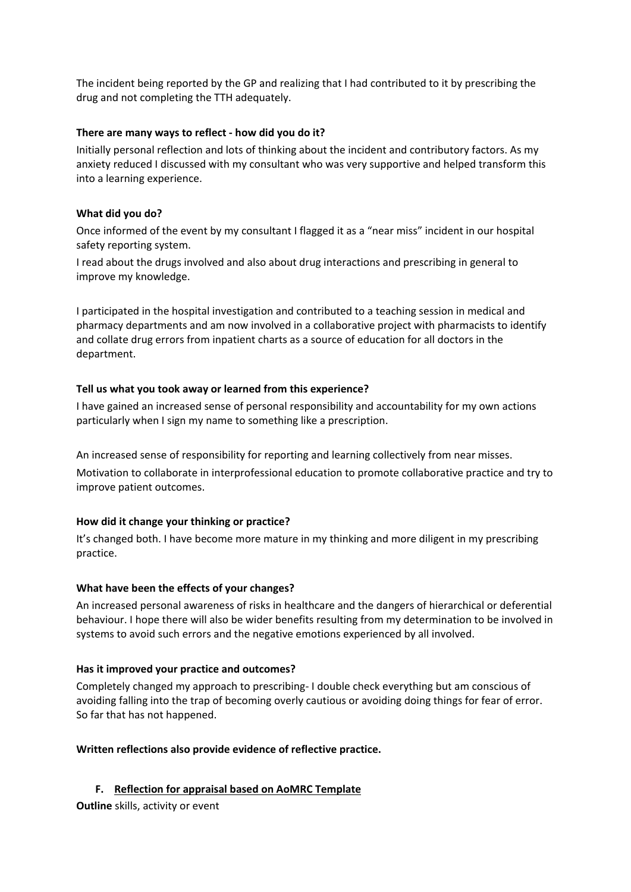The incident being reported by the GP and realizing that I had contributed to it by prescribing the drug and not completing the TTH adequately.

**There are many ways to reflect - how did you do it?**

Initially personal reflection and lots of thinking about the incident and contributory factors. As my anxiety reduced I discussed with my consultant who was very supportive and helped transform this into a learning experience.

**What did you do?**

Once informed of the event by my consultant I flagged it as a "near miss" incident in our hospital safety reporting system.

I read about the drugs involved and also about drug interactions and prescribing in general to improve my knowledge.

I participated in the hospital investigation and contributed to a teaching session in medical and pharmacy departments and am now involved in a collaborative project with pharmacists to identify and collate drug errors from inpatient charts as a source of education for all doctors in the department.

**Tell us what you took away or learned from this experience?**

I have gained an increased sense of personal responsibility and accountability for my own actions particularly when I sign my name to something like a prescription.

An increased sense of responsibility for reporting and learning collectively from near misses.

Motivation to collaborate in interprofessional education to promote collaborative practice and try to improve patient outcomes.

**How did it change your thinking or practice?**

It's changed both. I have become more mature in my thinking and more diligent in my prescribing practice.

**What have been the effects of your changes?**

An increased personal awareness of risks in healthcare and the dangers of hierarchical or deferential behaviour. I hope there will also be wider benefits resulting from my determination to be involved in systems to avoid such errors and the negative emotions experienced by all involved.

**Has it improved your practice and outcomes?**

Completely changed my approach to prescribing- I double check everything but am conscious of avoiding falling into the trap of becoming overly cautious or avoiding doing things for fear of error. So far that has not happened.

**Written reflections also provide evidence of reflective practice.**

### F. Reflection for appraisal based on AoMRC Template

**Outline** skills, activity or event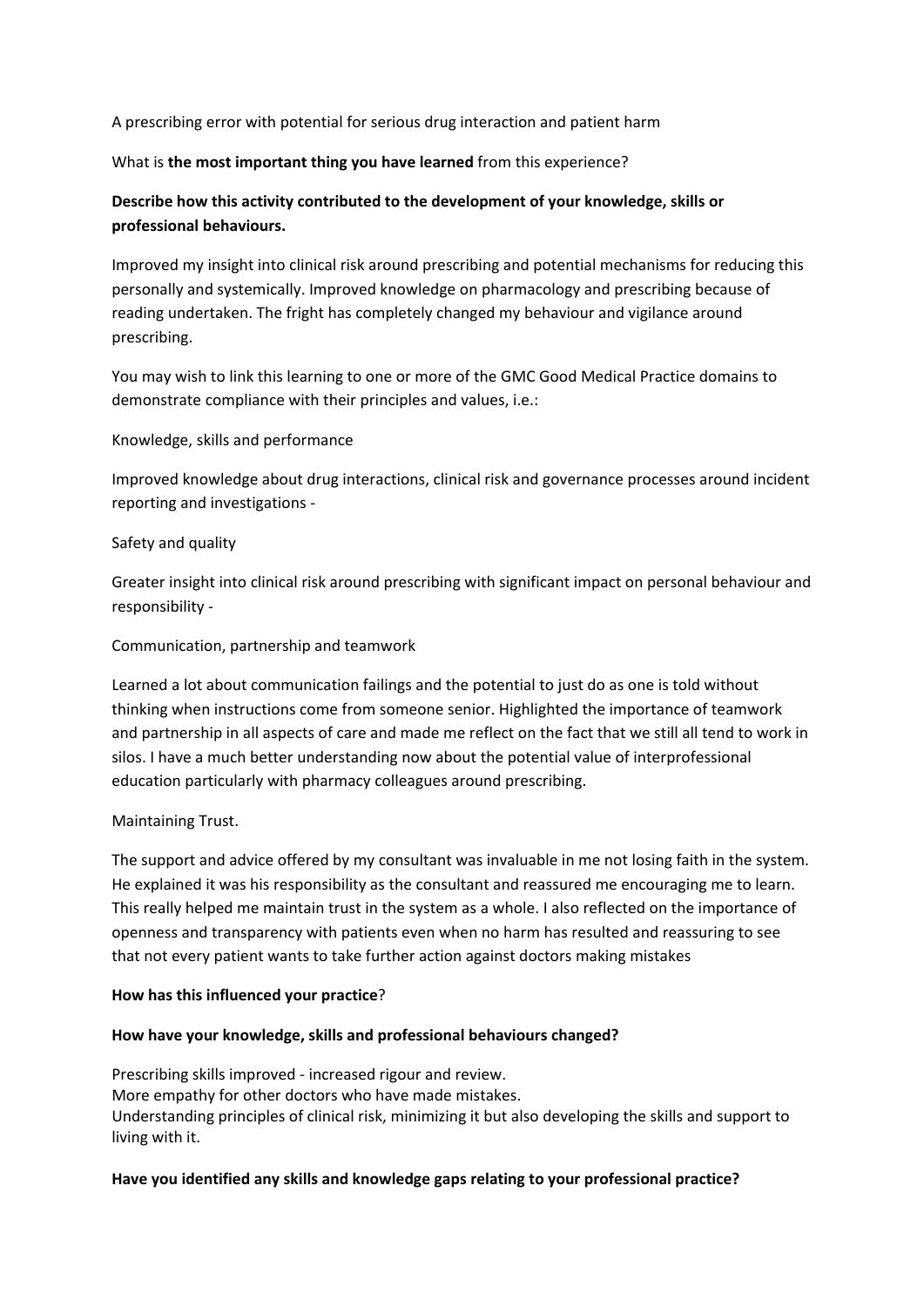A prescribing error with potential for serious drug interaction and patient harm

What is **the most important thing you have learned** from this experience?

**Describe how this activity contributed to the development of your knowledge, skills or professional behaviours.**

Improved my insight into clinical risk around prescribing and potential mechanisms for reducing this personally and systemically. Improved knowledge on pharmacology and prescribing because of reading undertaken. The fright has completely changed my behaviour and vigilance around prescribing.

You may wish to link this learning to one or more of the GMC Good Medical Practice domains to demonstrate compliance with their principles and values, i.e.:

Knowledge, skills and performance

Improved knowledge about drug interactions, clinical risk and governance processes around incident reporting and investigations -

Safety and quality

Greater insight into clinical risk around prescribing with significant impact on personal behaviour and responsibility -

Communication, partnership and teamwork

Learned a lot about communication failings and the potential to just do as one is told without thinking when instructions come from someone senior. Highlighted the importance of teamwork and partnership in all aspects of care and made me reflect on the fact that we still all tend to work in silos. I have a much better understanding now about the potential value of interprofessional education particularly with pharmacy colleagues around prescribing.

Maintaining Trust.

The support and advice offered by my consultant was invaluable in me not losing faith in the system. He explained it was his responsibility as the consultant and reassured me encouraging me to learn. This really helped me maintain trust in the system as a whole. I also reflected on the importance of openness and transparency with patients even when no harm has resulted and reassuring to see that not every patient wants to take further action against doctors making mistakes

**How has this influenced your practice**?

**How have your knowledge, skills and professional behaviours changed?**

Prescribing skills improved - increased rigour and review.
More empathy for other doctors who have made mistakes.
Understanding principles of clinical risk, minimizing it but also developing the skills and support to living with it.

**Have you identified any skills and knowledge gaps relating to your professional practice?**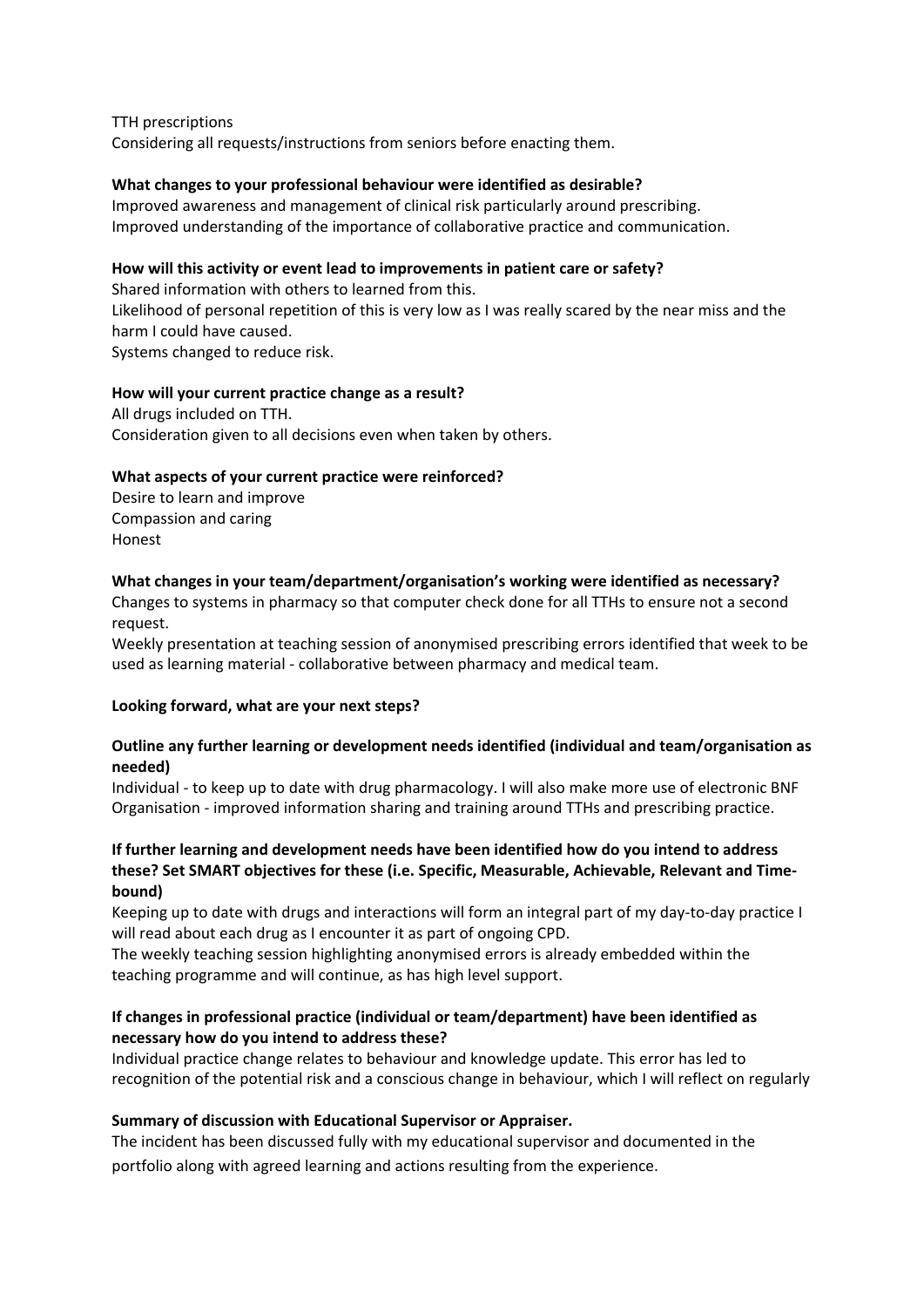TTH prescriptions
Considering all requests/instructions from seniors before enacting them.

**What changes to your professional behaviour were identified as desirable?**
Improved awareness and management of clinical risk particularly around prescribing.
Improved understanding of the importance of collaborative practice and communication.

**How will this activity or event lead to improvements in patient care or safety?**
Shared information with others to learned from this.
Likelihood of personal repetition of this is very low as I was really scared by the near miss and the harm I could have caused.
Systems changed to reduce risk.

**How will your current practice change as a result?**
All drugs included on TTH.
Consideration given to all decisions even when taken by others.

**What aspects of your current practice were reinforced?**
Desire to learn and improve
Compassion and caring
Honest

**What changes in your team/department/organisation's working were identified as necessary?**
Changes to systems in pharmacy so that computer check done for all TTHs to ensure not a second request.
Weekly presentation at teaching session of anonymised prescribing errors identified that week to be used as learning material - collaborative between pharmacy and medical team.

**Looking forward, what are your next steps?**

**Outline any further learning or development needs identified (individual and team/organisation as needed)**
Individual - to keep up to date with drug pharmacology. I will also make more use of electronic BNF
Organisation - improved information sharing and training around TTHs and prescribing practice.

**If further learning and development needs have been identified how do you intend to address these? Set SMART objectives for these (i.e. Specific, Measurable, Achievable, Relevant and Time-bound)**
Keeping up to date with drugs and interactions will form an integral part of my day-to-day practice I will read about each drug as I encounter it as part of ongoing CPD.
The weekly teaching session highlighting anonymised errors is already embedded within the teaching programme and will continue, as has high level support.

**If changes in professional practice (individual or team/department) have been identified as necessary how do you intend to address these?**
Individual practice change relates to behaviour and knowledge update. This error has led to recognition of the potential risk and a conscious change in behaviour, which I will reflect on regularly

**Summary of discussion with Educational Supervisor or Appraiser.**
The incident has been discussed fully with my educational supervisor and documented in the portfolio along with agreed learning and actions resulting from the experience.